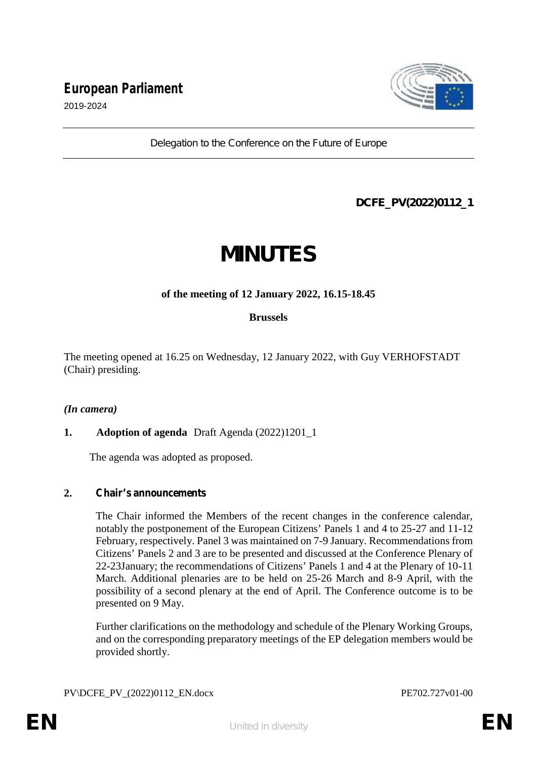European Parliament

2019-2024

Delegation to the Conference on the Future of Europe

**DCFE_PV(2022)0112_1**

# MINUTES

**of the meeting of 12 January 2022, 16.15-18.45**

**Brussels**

The meeting opened at 16.25 on Wednesday, 12 January 2022, with Guy VERHOFSTADT (Chair) presiding.

***(In camera)***

**1. Adoption of agenda** Draft Agenda (2022)1201_1

The agenda was adopted as proposed.

**2. Chair's announcements**

The Chair informed the Members of the recent changes in the conference calendar, notably the postponement of the European Citizens' Panels 1 and 4 to 25-27 and 11-12 February, respectively. Panel 3 was maintained on 7-9 January. Recommendations from Citizens' Panels 2 and 3 are to be presented and discussed at the Conference Plenary of 22-23January; the recommendations of Citizens' Panels 1 and 4 at the Plenary of 10-11 March. Additional plenaries are to be held on 25-26 March and 8-9 April, with the possibility of a second plenary at the end of April. The Conference outcome is to be presented on 9 May.

Further clarifications on the methodology and schedule of the Plenary Working Groups, and on the corresponding preparatory meetings of the EP delegation members would be provided shortly.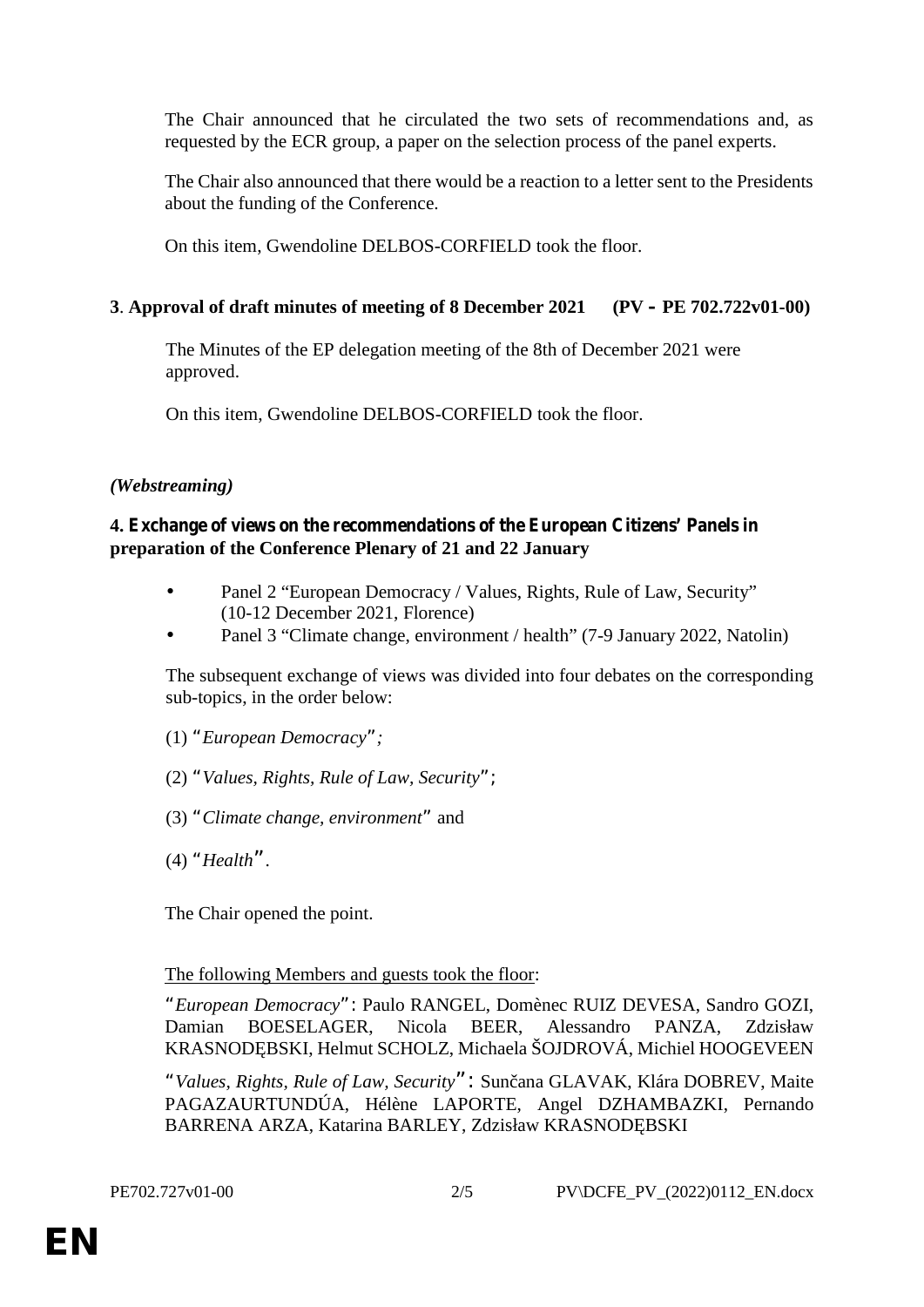The Chair announced that he circulated the two sets of recommendations and, as requested by the ECR group, a paper on the selection process of the panel experts.

The Chair also announced that there would be a reaction to a letter sent to the Presidents about the funding of the Conference.

On this item, Gwendoline DELBOS-CORFIELD took the floor.

**3. Approval of draft minutes of meeting of 8 December 2021 (PV – PE 702.722v01-00)**

The Minutes of the EP delegation meeting of the 8th of December 2021 were approved.

On this item, Gwendoline DELBOS-CORFIELD took the floor.

***(Webstreaming)***

**4. Exchange of views on the recommendations of the European Citizens' Panels in preparation of the Conference Plenary of 21 and 22 January**

- Panel 2 "European Democracy / Values, Rights, Rule of Law, Security" (10-12 December 2021, Florence)
- Panel 3 "Climate change, environment / health" (7-9 January 2022, Natolin)

The subsequent exchange of views was divided into four debates on the corresponding sub-topics, in the order below:

(1) "*European Democracy*";

(2) "*Values, Rights, Rule of Law, Security*";

(3) "*Climate change, environment*" and

(4) "*Health*".

The Chair opened the point.

The following Members and guests took the floor:

"*European Democracy*": Paulo RANGEL, Domènec RUIZ DEVESA, Sandro GOZI, Damian BOESELAGER, Nicola BEER, Alessandro PANZA, Zdzisław KRASNODĘBSKI, Helmut SCHOLZ, Michaela ŠOJDROVÁ, Michiel HOOGEVEEN

"*Values, Rights, Rule of Law, Security*": Sunčana GLAVAK, Klára DOBREV, Maite PAGAZAURTUNDÚA, Hélène LAPORTE, Angel DZHAMBAZKI, Pernando BARRENA ARZA, Katarina BARLEY, Zdzisław KRASNODĘBSKI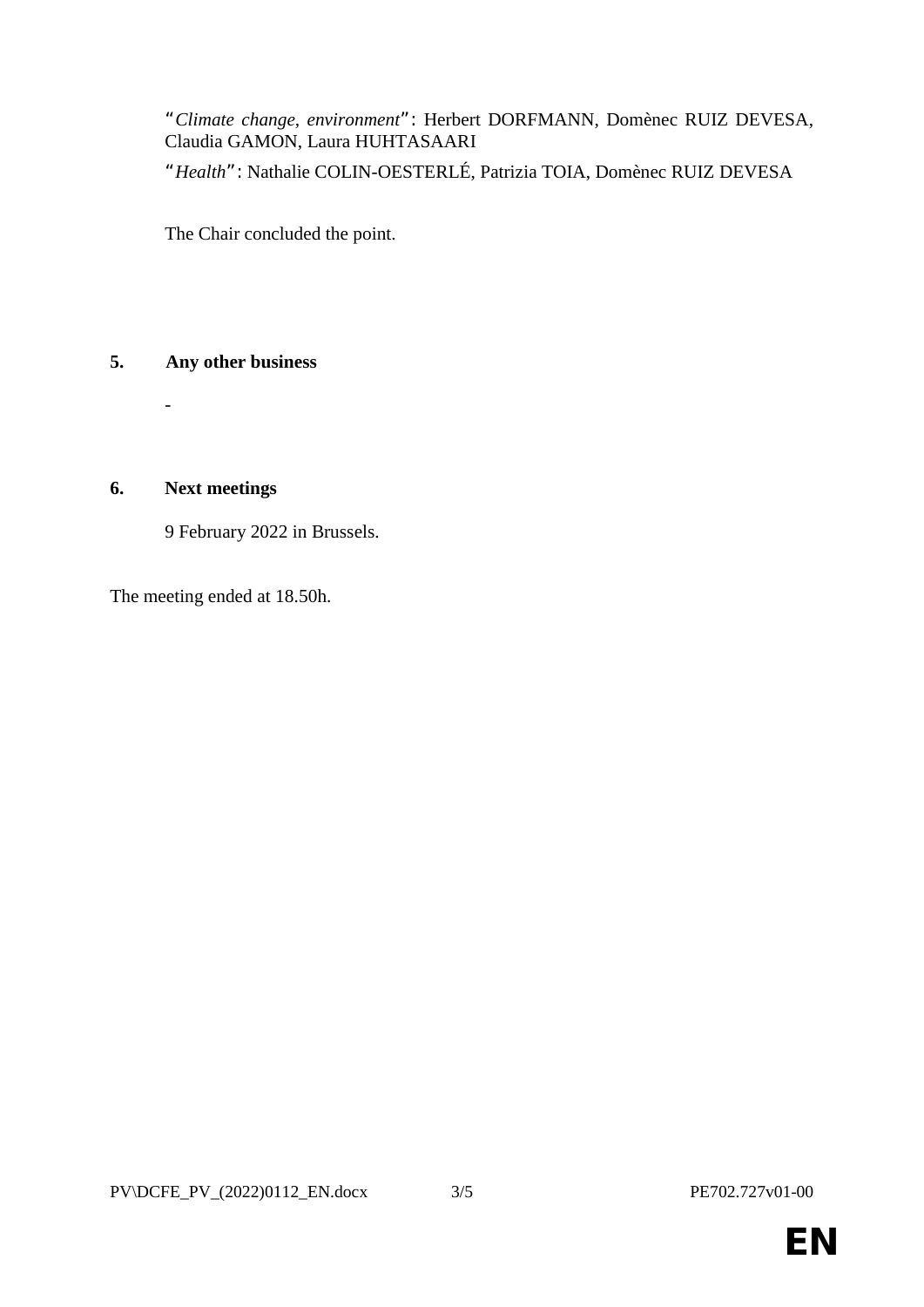"*Climate change, environment*": Herbert DORFMANN, Domènec RUIZ DEVESA, Claudia GAMON, Laura HUHTASAARI

"*Health*": Nathalie COLIN-OESTERLÉ, Patrizia TOIA, Domènec RUIZ DEVESA

The Chair concluded the point.

## 5. Any other business

-

## 6. Next meetings

9 February 2022 in Brussels.

The meeting ended at 18.50h.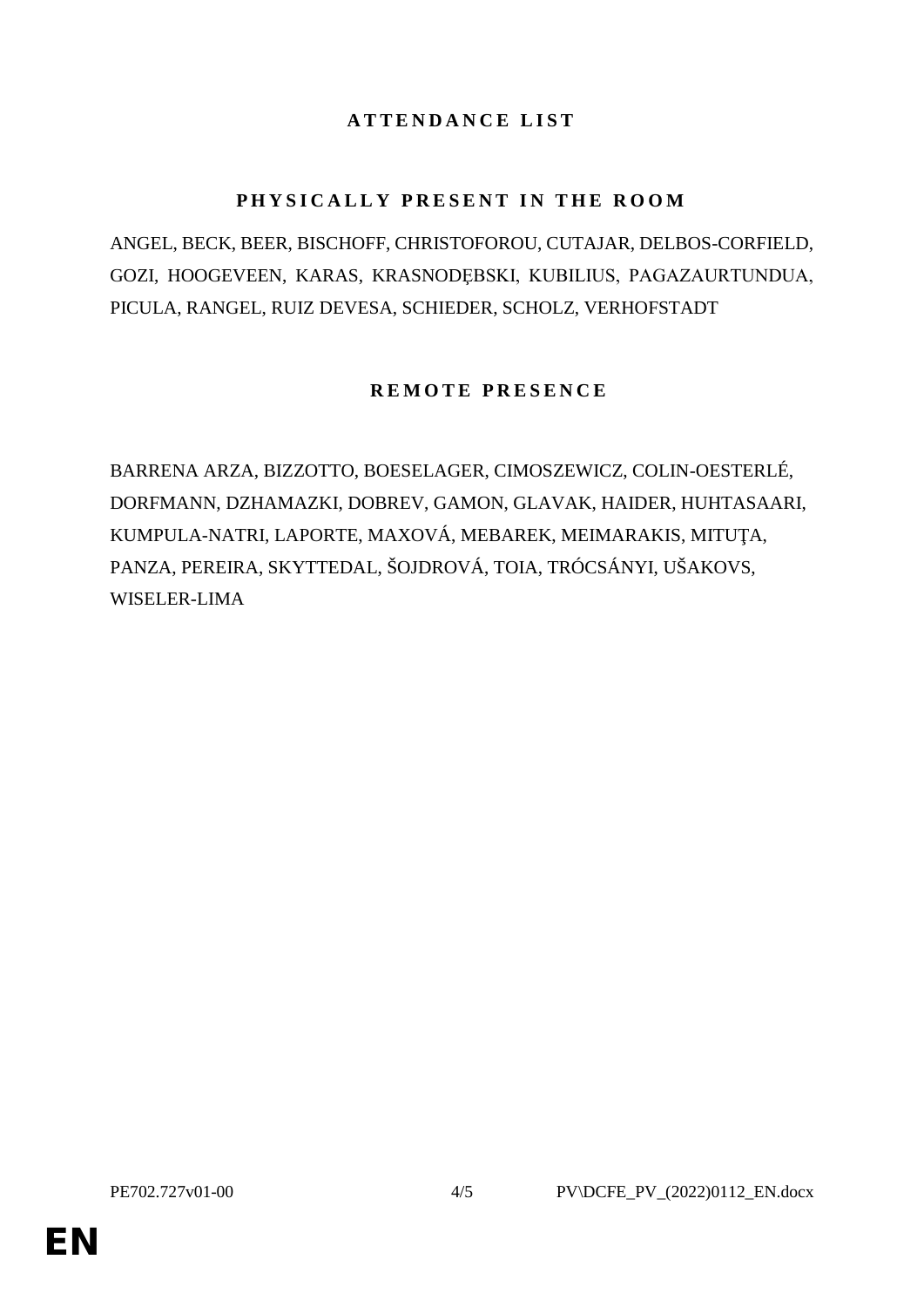# ATTENDANCE LIST

## PHYSICALLY PRESENT IN THE ROOM

ANGEL, BECK, BEER, BISCHOFF, CHRISTOFOROU, CUTAJAR, DELBOS-CORFIELD, GOZI, HOOGEVEEN, KARAS, KRASNODĘBSKI, KUBILIUS, PAGAZAURTUNDUA, PICULA, RANGEL, RUIZ DEVESA, SCHIEDER, SCHOLZ, VERHOFSTADT

## REMOTE PRESENCE

BARRENA ARZA, BIZZOTTO, BOESELAGER, CIMOSZEWICZ, COLIN-OESTERLÉ, DORFMANN, DZHAMAZKI, DOBREV, GAMON, GLAVAK, HAIDER, HUHTASAARI, KUMPULA-NATRI, LAPORTE, MAXOVÁ, MEBAREK, MEIMARAKIS, MITUŢA, PANZA, PEREIRA, SKYTTEDAL, ŠOJDROVÁ, TOIA, TRÓCSÁNYI, UŠAKOVS, WISELER-LIMA